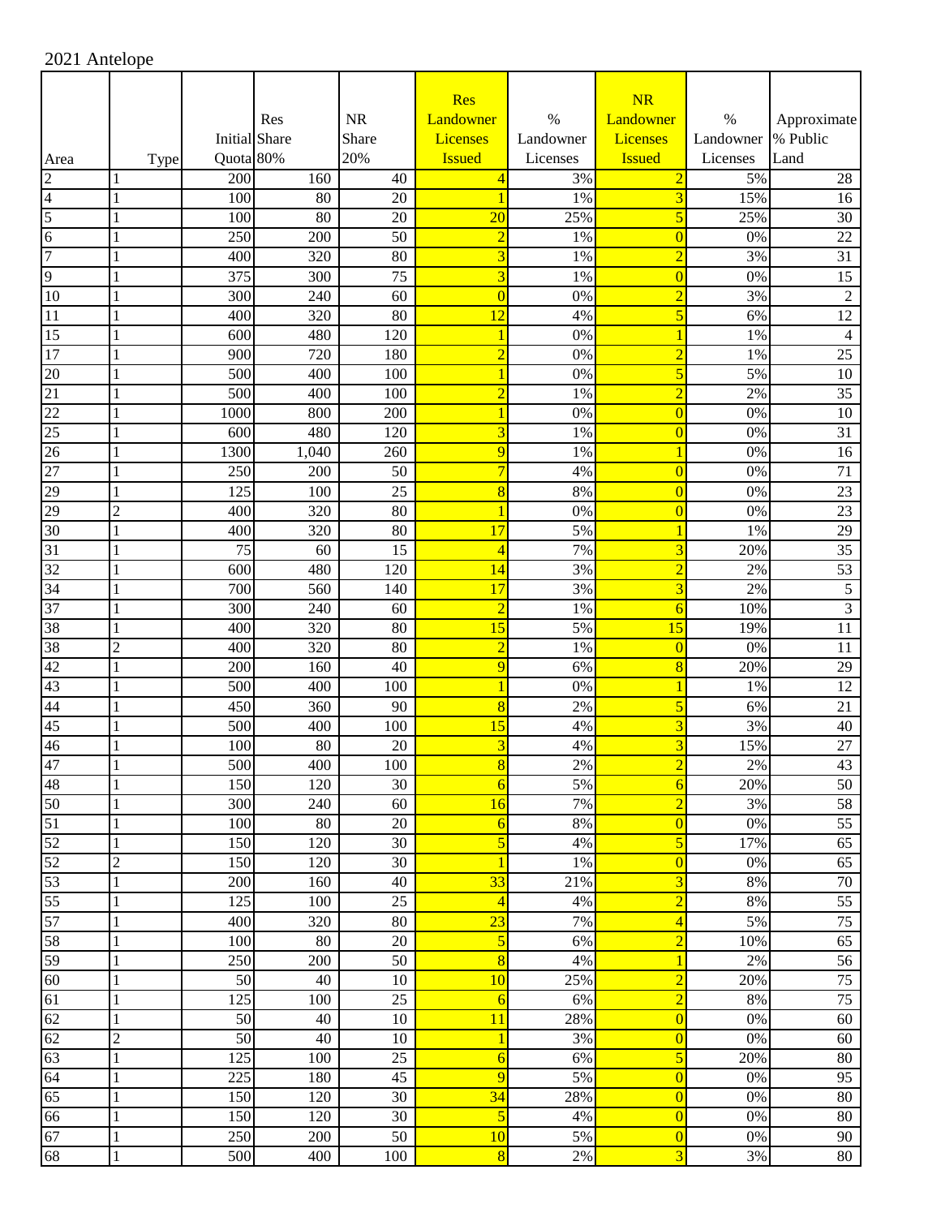2021 Antelope

| Area | Type | Initial Quota | Res Share 80% | NR Share 20% | Res Landowner Licenses Issued | % Landowner Licenses | NR Landowner Licenses Issued | % Landowner Licenses | Approximate % Public Land |
|---|---|---|---|---|---|---|---|---|---|
| 2 | 1 | 200 | 160 | 40 | 4 | 3% | 2 | 5% | 28 |
| 4 | 1 | 100 | 80 | 20 | 1 | 1% | 3 | 15% | 16 |
| 5 | 1 | 100 | 80 | 20 | 20 | 25% | 5 | 25% | 30 |
| 6 | 1 | 250 | 200 | 50 | 2 | 1% | 0 | 0% | 22 |
| 7 | 1 | 400 | 320 | 80 | 3 | 1% | 2 | 3% | 31 |
| 9 | 1 | 375 | 300 | 75 | 3 | 1% | 0 | 0% | 15 |
| 10 | 1 | 300 | 240 | 60 | 0 | 0% | 2 | 3% | 2 |
| 11 | 1 | 400 | 320 | 80 | 12 | 4% | 5 | 6% | 12 |
| 15 | 1 | 600 | 480 | 120 | 1 | 0% | 1 | 1% | 4 |
| 17 | 1 | 900 | 720 | 180 | 2 | 0% | 2 | 1% | 25 |
| 20 | 1 | 500 | 400 | 100 | 1 | 0% | 5 | 5% | 10 |
| 21 | 1 | 500 | 400 | 100 | 2 | 1% | 2 | 2% | 35 |
| 22 | 1 | 1000 | 800 | 200 | 1 | 0% | 0 | 0% | 10 |
| 25 | 1 | 600 | 480 | 120 | 3 | 1% | 0 | 0% | 31 |
| 26 | 1 | 1300 | 1,040 | 260 | 9 | 1% | 1 | 0% | 16 |
| 27 | 1 | 250 | 200 | 50 | 7 | 4% | 0 | 0% | 71 |
| 29 | 1 | 125 | 100 | 25 | 8 | 8% | 0 | 0% | 23 |
| 29 | 2 | 400 | 320 | 80 | 1 | 0% | 0 | 0% | 23 |
| 30 | 1 | 400 | 320 | 80 | 17 | 5% | 1 | 1% | 29 |
| 31 | 1 | 75 | 60 | 15 | 4 | 7% | 3 | 20% | 35 |
| 32 | 1 | 600 | 480 | 120 | 14 | 3% | 2 | 2% | 53 |
| 34 | 1 | 700 | 560 | 140 | 17 | 3% | 3 | 2% | 5 |
| 37 | 1 | 300 | 240 | 60 | 2 | 1% | 6 | 10% | 3 |
| 38 | 1 | 400 | 320 | 80 | 15 | 5% | 15 | 19% | 11 |
| 38 | 2 | 400 | 320 | 80 | 2 | 1% | 0 | 0% | 11 |
| 42 | 1 | 200 | 160 | 40 | 9 | 6% | 8 | 20% | 29 |
| 43 | 1 | 500 | 400 | 100 | 1 | 0% | 1 | 1% | 12 |
| 44 | 1 | 450 | 360 | 90 | 8 | 2% | 5 | 6% | 21 |
| 45 | 1 | 500 | 400 | 100 | 15 | 4% | 3 | 3% | 40 |
| 46 | 1 | 100 | 80 | 20 | 3 | 4% | 3 | 15% | 27 |
| 47 | 1 | 500 | 400 | 100 | 8 | 2% | 2 | 2% | 43 |
| 48 | 1 | 150 | 120 | 30 | 6 | 5% | 6 | 20% | 50 |
| 50 | 1 | 300 | 240 | 60 | 16 | 7% | 2 | 3% | 58 |
| 51 | 1 | 100 | 80 | 20 | 6 | 8% | 0 | 0% | 55 |
| 52 | 1 | 150 | 120 | 30 | 5 | 4% | 5 | 17% | 65 |
| 52 | 2 | 150 | 120 | 30 | 1 | 1% | 0 | 0% | 65 |
| 53 | 1 | 200 | 160 | 40 | 33 | 21% | 3 | 8% | 70 |
| 55 | 1 | 125 | 100 | 25 | 4 | 4% | 2 | 8% | 55 |
| 57 | 1 | 400 | 320 | 80 | 23 | 7% | 4 | 5% | 75 |
| 58 | 1 | 100 | 80 | 20 | 5 | 6% | 2 | 10% | 65 |
| 59 | 1 | 250 | 200 | 50 | 8 | 4% | 1 | 2% | 56 |
| 60 | 1 | 50 | 40 | 10 | 10 | 25% | 2 | 20% | 75 |
| 61 | 1 | 125 | 100 | 25 | 6 | 6% | 2 | 8% | 75 |
| 62 | 1 | 50 | 40 | 10 | 11 | 28% | 0 | 0% | 60 |
| 62 | 2 | 50 | 40 | 10 | 1 | 3% | 0 | 0% | 60 |
| 63 | 1 | 125 | 100 | 25 | 6 | 6% | 5 | 20% | 80 |
| 64 | 1 | 225 | 180 | 45 | 9 | 5% | 0 | 0% | 95 |
| 65 | 1 | 150 | 120 | 30 | 34 | 28% | 0 | 0% | 80 |
| 66 | 1 | 150 | 120 | 30 | 5 | 4% | 0 | 0% | 80 |
| 67 | 1 | 250 | 200 | 50 | 10 | 5% | 0 | 0% | 90 |
| 68 | 1 | 500 | 400 | 100 | 8 | 2% | 3 | 3% | 80 |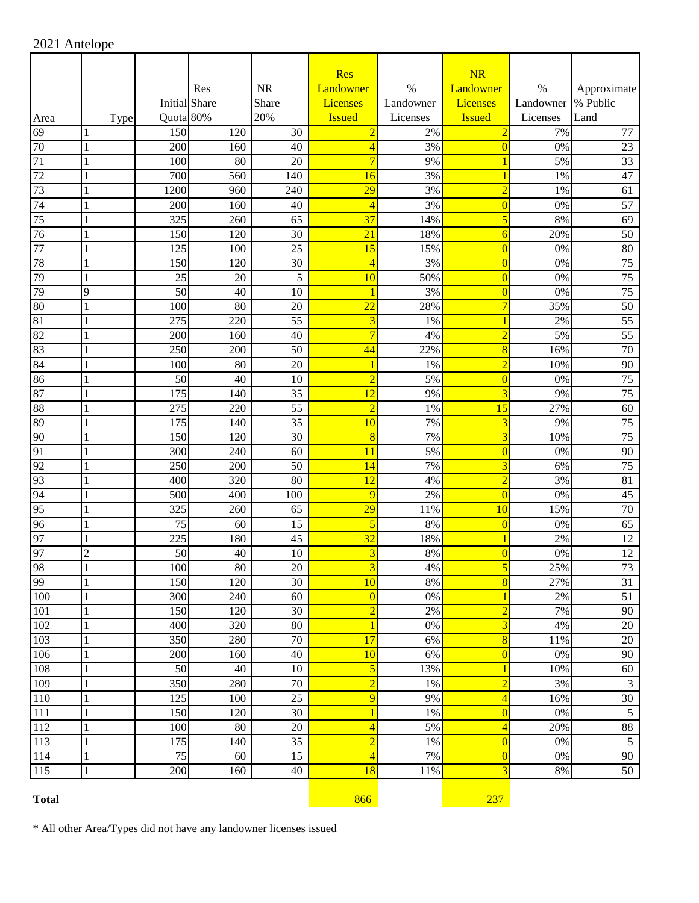2021 Antelope

| Area | Type | Initial Quota | Res Share 80% | NR Share 20% | Res Landowner Licenses Issued | % Landowner Licenses | NR Landowner Licenses Issued | % Landowner Licenses | Approximate % Public Land |
|---|---|---|---|---|---|---|---|---|---|
| 69 | 1 | 150 | 120 | 30 | 2 | 2% | 2 | 7% | 77 |
| 70 | 1 | 200 | 160 | 40 | 4 | 3% | 0 | 0% | 23 |
| 71 | 1 | 100 | 80 | 20 | 7 | 9% | 1 | 5% | 33 |
| 72 | 1 | 700 | 560 | 140 | 16 | 3% | 1 | 1% | 47 |
| 73 | 1 | 1200 | 960 | 240 | 29 | 3% | 2 | 1% | 61 |
| 74 | 1 | 200 | 160 | 40 | 4 | 3% | 0 | 0% | 57 |
| 75 | 1 | 325 | 260 | 65 | 37 | 14% | 5 | 8% | 69 |
| 76 | 1 | 150 | 120 | 30 | 21 | 18% | 6 | 20% | 50 |
| 77 | 1 | 125 | 100 | 25 | 15 | 15% | 0 | 0% | 80 |
| 78 | 1 | 150 | 120 | 30 | 4 | 3% | 0 | 0% | 75 |
| 79 | 1 | 25 | 20 | 5 | 10 | 50% | 0 | 0% | 75 |
| 79 | 9 | 50 | 40 | 10 | 1 | 3% | 0 | 0% | 75 |
| 80 | 1 | 100 | 80 | 20 | 22 | 28% | 7 | 35% | 50 |
| 81 | 1 | 275 | 220 | 55 | 3 | 1% | 1 | 2% | 55 |
| 82 | 1 | 200 | 160 | 40 | 7 | 4% | 2 | 5% | 55 |
| 83 | 1 | 250 | 200 | 50 | 44 | 22% | 8 | 16% | 70 |
| 84 | 1 | 100 | 80 | 20 | 1 | 1% | 2 | 10% | 90 |
| 86 | 1 | 50 | 40 | 10 | 2 | 5% | 0 | 0% | 75 |
| 87 | 1 | 175 | 140 | 35 | 12 | 9% | 3 | 9% | 75 |
| 88 | 1 | 275 | 220 | 55 | 2 | 1% | 15 | 27% | 60 |
| 89 | 1 | 175 | 140 | 35 | 10 | 7% | 3 | 9% | 75 |
| 90 | 1 | 150 | 120 | 30 | 8 | 7% | 3 | 10% | 75 |
| 91 | 1 | 300 | 240 | 60 | 11 | 5% | 0 | 0% | 90 |
| 92 | 1 | 250 | 200 | 50 | 14 | 7% | 3 | 6% | 75 |
| 93 | 1 | 400 | 320 | 80 | 12 | 4% | 2 | 3% | 81 |
| 94 | 1 | 500 | 400 | 100 | 9 | 2% | 0 | 0% | 45 |
| 95 | 1 | 325 | 260 | 65 | 29 | 11% | 10 | 15% | 70 |
| 96 | 1 | 75 | 60 | 15 | 5 | 8% | 0 | 0% | 65 |
| 97 | 1 | 225 | 180 | 45 | 32 | 18% | 1 | 2% | 12 |
| 97 | 2 | 50 | 40 | 10 | 3 | 8% | 0 | 0% | 12 |
| 98 | 1 | 100 | 80 | 20 | 3 | 4% | 5 | 25% | 73 |
| 99 | 1 | 150 | 120 | 30 | 10 | 8% | 8 | 27% | 31 |
| 100 | 1 | 300 | 240 | 60 | 0 | 0% | 1 | 2% | 51 |
| 101 | 1 | 150 | 120 | 30 | 2 | 2% | 2 | 7% | 90 |
| 102 | 1 | 400 | 320 | 80 | 1 | 0% | 3 | 4% | 20 |
| 103 | 1 | 350 | 280 | 70 | 17 | 6% | 8 | 11% | 20 |
| 106 | 1 | 200 | 160 | 40 | 10 | 6% | 0 | 0% | 90 |
| 108 | 1 | 50 | 40 | 10 | 5 | 13% | 1 | 10% | 60 |
| 109 | 1 | 350 | 280 | 70 | 2 | 1% | 2 | 3% | 3 |
| 110 | 1 | 125 | 100 | 25 | 9 | 9% | 4 | 16% | 30 |
| 111 | 1 | 150 | 120 | 30 | 1 | 1% | 0 | 0% | 5 |
| 112 | 1 | 100 | 80 | 20 | 4 | 5% | 4 | 20% | 88 |
| 113 | 1 | 175 | 140 | 35 | 2 | 1% | 0 | 0% | 5 |
| 114 | 1 | 75 | 60 | 15 | 4 | 7% | 0 | 0% | 90 |
| 115 | 1 | 200 | 160 | 40 | 18 | 11% | 3 | 8% | 50 |
| **Total** | | | | | 866 | | 237 | | |

* All other Area/Types did not have any landowner licenses issued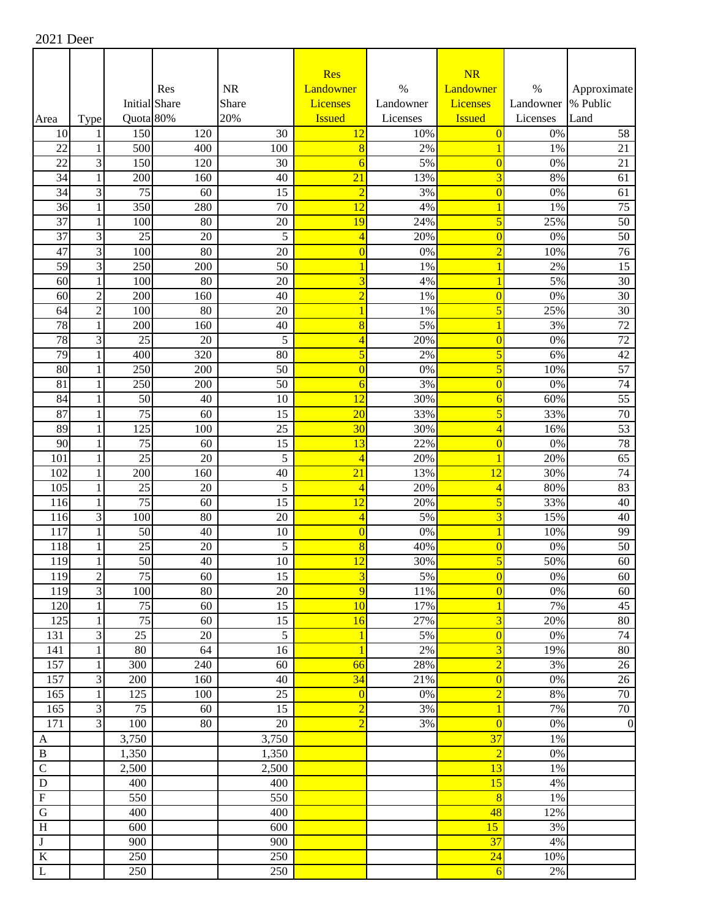2021 Deer

| Area | Type | Initial Quota | Res Share 80% | NR Share 20% | Res Landowner Licenses Issued | % Landowner Licenses | NR Landowner Licenses Issued | % Landowner Licenses | Approximate % Public Land |
|---|---|---|---|---|---|---|---|---|---|
| 10 | 1 | 150 | 120 | 30 | 12 | 10% | 0 | 0% | 58 |
| 22 | 1 | 500 | 400 | 100 | 8 | 2% | 1 | 1% | 21 |
| 22 | 3 | 150 | 120 | 30 | 6 | 5% | 0 | 0% | 21 |
| 34 | 1 | 200 | 160 | 40 | 21 | 13% | 3 | 8% | 61 |
| 34 | 3 | 75 | 60 | 15 | 2 | 3% | 0 | 0% | 61 |
| 36 | 1 | 350 | 280 | 70 | 12 | 4% | 1 | 1% | 75 |
| 37 | 1 | 100 | 80 | 20 | 19 | 24% | 5 | 25% | 50 |
| 37 | 3 | 25 | 20 | 5 | 4 | 20% | 0 | 0% | 50 |
| 47 | 3 | 100 | 80 | 20 | 0 | 0% | 2 | 10% | 76 |
| 59 | 3 | 250 | 200 | 50 | 1 | 1% | 1 | 2% | 15 |
| 60 | 1 | 100 | 80 | 20 | 3 | 4% | 1 | 5% | 30 |
| 60 | 2 | 200 | 160 | 40 | 2 | 1% | 0 | 0% | 30 |
| 64 | 2 | 100 | 80 | 20 | 1 | 1% | 5 | 25% | 30 |
| 78 | 1 | 200 | 160 | 40 | 8 | 5% | 1 | 3% | 72 |
| 78 | 3 | 25 | 20 | 5 | 4 | 20% | 0 | 0% | 72 |
| 79 | 1 | 400 | 320 | 80 | 5 | 2% | 5 | 6% | 42 |
| 80 | 1 | 250 | 200 | 50 | 0 | 0% | 5 | 10% | 57 |
| 81 | 1 | 250 | 200 | 50 | 6 | 3% | 0 | 0% | 74 |
| 84 | 1 | 50 | 40 | 10 | 12 | 30% | 6 | 60% | 55 |
| 87 | 1 | 75 | 60 | 15 | 20 | 33% | 5 | 33% | 70 |
| 89 | 1 | 125 | 100 | 25 | 30 | 30% | 4 | 16% | 53 |
| 90 | 1 | 75 | 60 | 15 | 13 | 22% | 0 | 0% | 78 |
| 101 | 1 | 25 | 20 | 5 | 4 | 20% | 1 | 20% | 65 |
| 102 | 1 | 200 | 160 | 40 | 21 | 13% | 12 | 30% | 74 |
| 105 | 1 | 25 | 20 | 5 | 4 | 20% | 4 | 80% | 83 |
| 116 | 1 | 75 | 60 | 15 | 12 | 20% | 5 | 33% | 40 |
| 116 | 3 | 100 | 80 | 20 | 4 | 5% | 3 | 15% | 40 |
| 117 | 1 | 50 | 40 | 10 | 0 | 0% | 1 | 10% | 99 |
| 118 | 1 | 25 | 20 | 5 | 8 | 40% | 0 | 0% | 50 |
| 119 | 1 | 50 | 40 | 10 | 12 | 30% | 5 | 50% | 60 |
| 119 | 2 | 75 | 60 | 15 | 3 | 5% | 0 | 0% | 60 |
| 119 | 3 | 100 | 80 | 20 | 9 | 11% | 0 | 0% | 60 |
| 120 | 1 | 75 | 60 | 15 | 10 | 17% | 1 | 7% | 45 |
| 125 | 1 | 75 | 60 | 15 | 16 | 27% | 3 | 20% | 80 |
| 131 | 3 | 25 | 20 | 5 | 1 | 5% | 0 | 0% | 74 |
| 141 | 1 | 80 | 64 | 16 | 1 | 2% | 3 | 19% | 80 |
| 157 | 1 | 300 | 240 | 60 | 66 | 28% | 2 | 3% | 26 |
| 157 | 3 | 200 | 160 | 40 | 34 | 21% | 0 | 0% | 26 |
| 165 | 1 | 125 | 100 | 25 | 0 | 0% | 2 | 8% | 70 |
| 165 | 3 | 75 | 60 | 15 | 2 | 3% | 1 | 7% | 70 |
| 171 | 3 | 100 | 80 | 20 | 2 | 3% | 0 | 0% | 0 |
| A | | 3,750 | | 3,750 | | | 37 | 1% | |
| B | | 1,350 | | 1,350 | | | 2 | 0% | |
| C | | 2,500 | | 2,500 | | | 13 | 1% | |
| D | | 400 | | 400 | | | 15 | 4% | |
| F | | 550 | | 550 | | | 8 | 1% | |
| G | | 400 | | 400 | | | 48 | 12% | |
| H | | 600 | | 600 | | | 15 | 3% | |
| J | | 900 | | 900 | | | 37 | 4% | |
| K | | 250 | | 250 | | | 24 | 10% | |
| L | | 250 | | 250 | | | 6 | 2% | |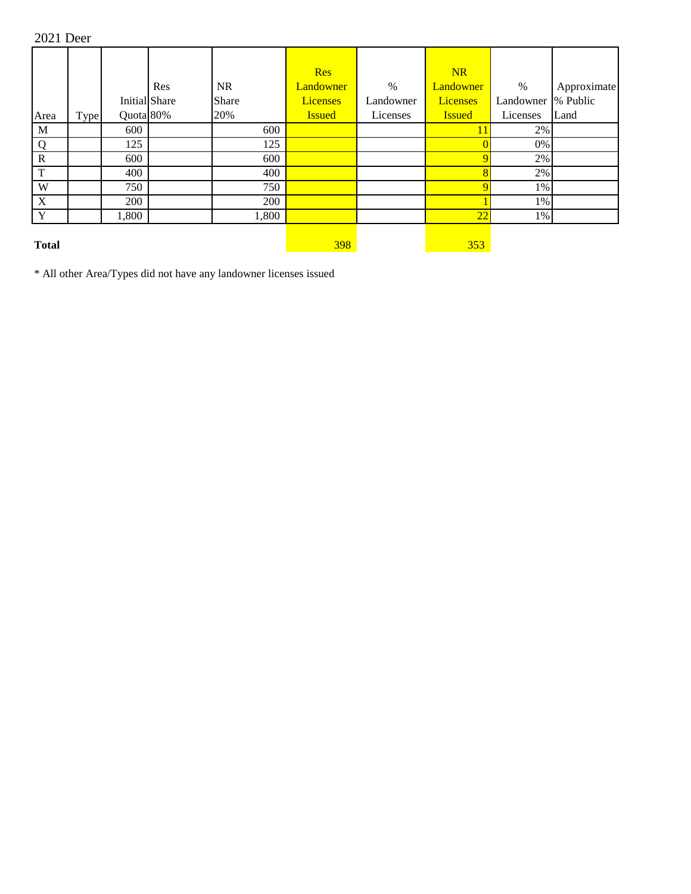2021 Deer

| Area | Type | Initial Quota | Res Share 80% | NR Share 20% | Res Landowner Licenses Issued | % Landowner Licenses | NR Landowner Licenses Issued | % Landowner Licenses | Approximate % Public Land |
|---|---|---|---|---|---|---|---|---|---|
| M | | 600 | | 600 | | | 11 | 2% | |
| Q | | 125 | | 125 | | | 0 | 0% | |
| R | | 600 | | 600 | | | 9 | 2% | |
| T | | 400 | | 400 | | | 8 | 2% | |
| W | | 750 | | 750 | | | 9 | 1% | |
| X | | 200 | | 200 | | | 1 | 1% | |
| Y | | 1,800 | | 1,800 | | | 22 | 1% | |
| **Total** | | | | | 398 | | 353 | | |

* All other Area/Types did not have any landowner licenses issued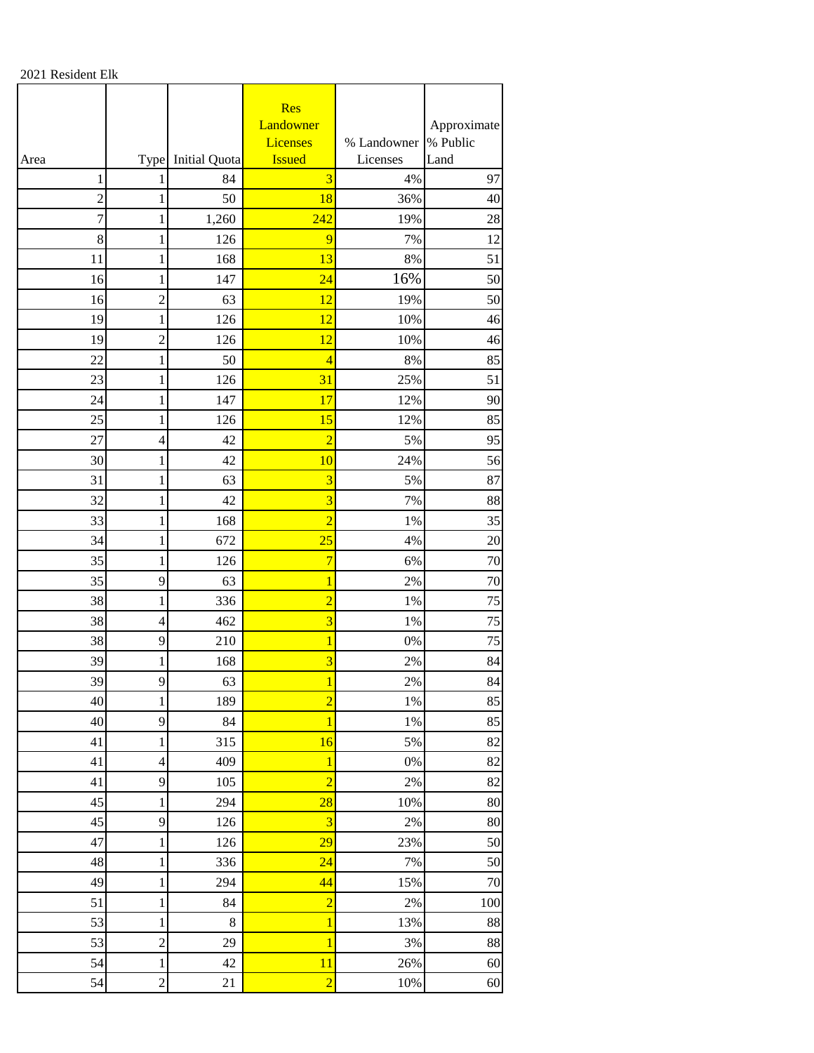2021 Resident Elk

| Area | Type | Initial Quota | Res Landowner Licenses Issued | % Landowner Licenses | Approximate % Public Land |
|---|---|---|---|---|---|
| 1 | 1 | 84 | 3 | 4% | 97 |
| 2 | 1 | 50 | 18 | 36% | 40 |
| 7 | 1 | 1,260 | 242 | 19% | 28 |
| 8 | 1 | 126 | 9 | 7% | 12 |
| 11 | 1 | 168 | 13 | 8% | 51 |
| 16 | 1 | 147 | 24 | 16% | 50 |
| 16 | 2 | 63 | 12 | 19% | 50 |
| 19 | 1 | 126 | 12 | 10% | 46 |
| 19 | 2 | 126 | 12 | 10% | 46 |
| 22 | 1 | 50 | 4 | 8% | 85 |
| 23 | 1 | 126 | 31 | 25% | 51 |
| 24 | 1 | 147 | 17 | 12% | 90 |
| 25 | 1 | 126 | 15 | 12% | 85 |
| 27 | 4 | 42 | 2 | 5% | 95 |
| 30 | 1 | 42 | 10 | 24% | 56 |
| 31 | 1 | 63 | 3 | 5% | 87 |
| 32 | 1 | 42 | 3 | 7% | 88 |
| 33 | 1 | 168 | 2 | 1% | 35 |
| 34 | 1 | 672 | 25 | 4% | 20 |
| 35 | 1 | 126 | 7 | 6% | 70 |
| 35 | 9 | 63 | 1 | 2% | 70 |
| 38 | 1 | 336 | 2 | 1% | 75 |
| 38 | 4 | 462 | 3 | 1% | 75 |
| 38 | 9 | 210 | 1 | 0% | 75 |
| 39 | 1 | 168 | 3 | 2% | 84 |
| 39 | 9 | 63 | 1 | 2% | 84 |
| 40 | 1 | 189 | 2 | 1% | 85 |
| 40 | 9 | 84 | 1 | 1% | 85 |
| 41 | 1 | 315 | 16 | 5% | 82 |
| 41 | 4 | 409 | 1 | 0% | 82 |
| 41 | 9 | 105 | 2 | 2% | 82 |
| 45 | 1 | 294 | 28 | 10% | 80 |
| 45 | 9 | 126 | 3 | 2% | 80 |
| 47 | 1 | 126 | 29 | 23% | 50 |
| 48 | 1 | 336 | 24 | 7% | 50 |
| 49 | 1 | 294 | 44 | 15% | 70 |
| 51 | 1 | 84 | 2 | 2% | 100 |
| 53 | 1 | 8 | 1 | 13% | 88 |
| 53 | 2 | 29 | 1 | 3% | 88 |
| 54 | 1 | 42 | 11 | 26% | 60 |
| 54 | 2 | 21 | 2 | 10% | 60 |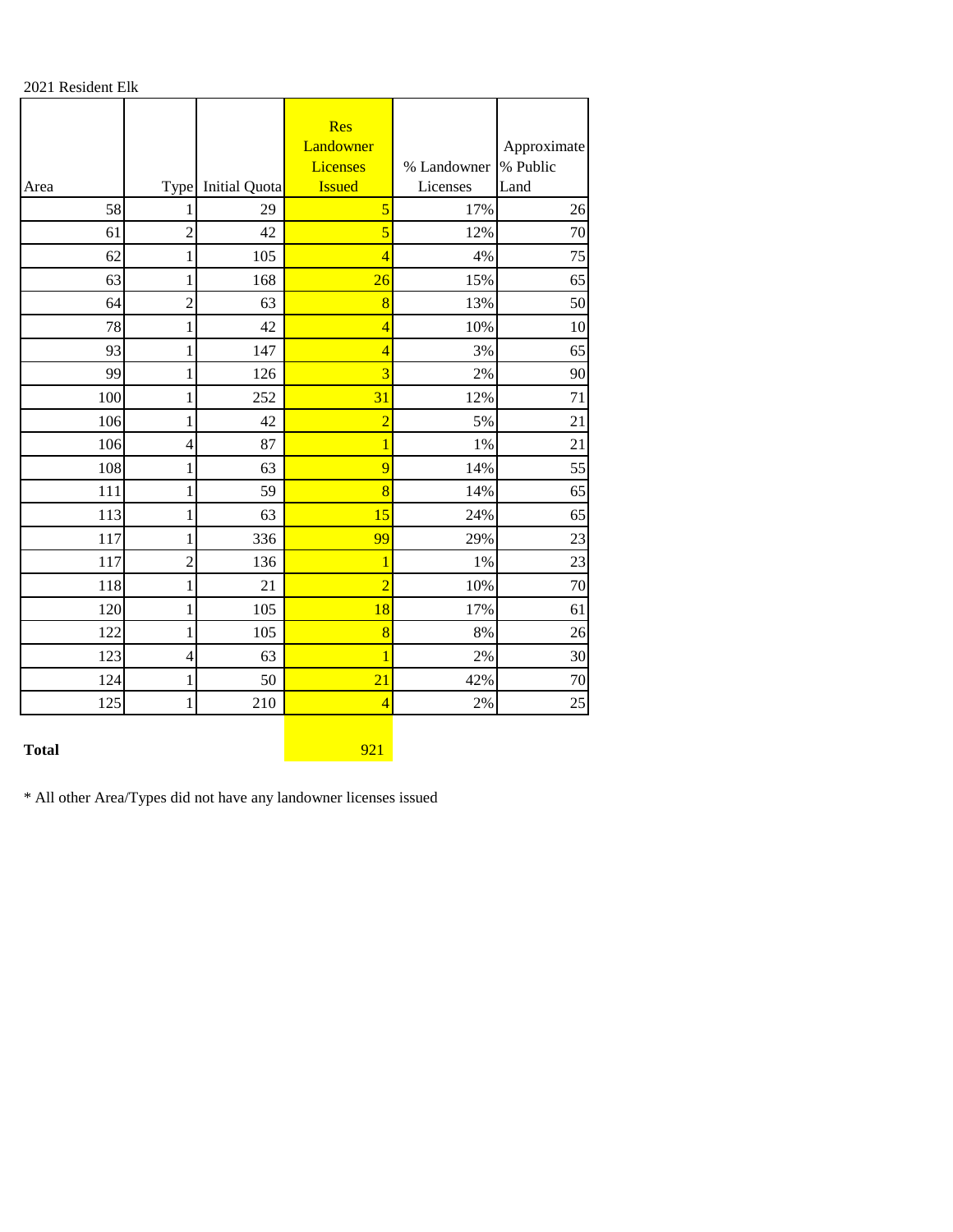2021 Resident Elk

| Area | Type | Initial Quota | Res Landowner Licenses Issued | % Landowner Licenses | Approximate % Public Land |
|---|---|---|---|---|---|
| 58 | 1 | 29 | 5 | 17% | 26 |
| 61 | 2 | 42 | 5 | 12% | 70 |
| 62 | 1 | 105 | 4 | 4% | 75 |
| 63 | 1 | 168 | 26 | 15% | 65 |
| 64 | 2 | 63 | 8 | 13% | 50 |
| 78 | 1 | 42 | 4 | 10% | 10 |
| 93 | 1 | 147 | 4 | 3% | 65 |
| 99 | 1 | 126 | 3 | 2% | 90 |
| 100 | 1 | 252 | 31 | 12% | 71 |
| 106 | 1 | 42 | 2 | 5% | 21 |
| 106 | 4 | 87 | 1 | 1% | 21 |
| 108 | 1 | 63 | 9 | 14% | 55 |
| 111 | 1 | 59 | 8 | 14% | 65 |
| 113 | 1 | 63 | 15 | 24% | 65 |
| 117 | 1 | 336 | 99 | 29% | 23 |
| 117 | 2 | 136 | 1 | 1% | 23 |
| 118 | 1 | 21 | 2 | 10% | 70 |
| 120 | 1 | 105 | 18 | 17% | 61 |
| 122 | 1 | 105 | 8 | 8% | 26 |
| 123 | 4 | 63 | 1 | 2% | 30 |
| 124 | 1 | 50 | 21 | 42% | 70 |
| 125 | 1 | 210 | 4 | 2% | 25 |
| **Total** | | | 921 | | |

* All other Area/Types did not have any landowner licenses issued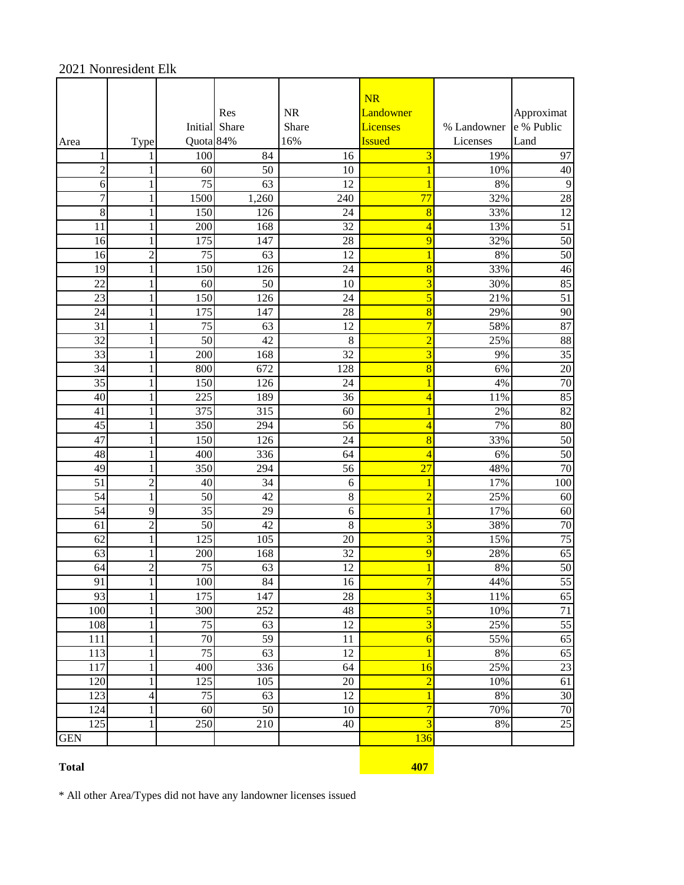2021 Nonresident Elk

| Area | Type | Initial Quota | Res Share 84% | NR Share 16% | NR Landowner Licenses Issued | % Landowner Licenses | Approximate % Public Land |
|---|---|---|---|---|---|---|---|
| 1 | 1 | 100 | 84 | 16 | 3 | 19% | 97 |
| 2 | 1 | 60 | 50 | 10 | 1 | 10% | 40 |
| 6 | 1 | 75 | 63 | 12 | 1 | 8% | 9 |
| 7 | 1 | 1500 | 1,260 | 240 | 77 | 32% | 28 |
| 8 | 1 | 150 | 126 | 24 | 8 | 33% | 12 |
| 11 | 1 | 200 | 168 | 32 | 4 | 13% | 51 |
| 16 | 1 | 175 | 147 | 28 | 9 | 32% | 50 |
| 16 | 2 | 75 | 63 | 12 | 1 | 8% | 50 |
| 19 | 1 | 150 | 126 | 24 | 8 | 33% | 46 |
| 22 | 1 | 60 | 50 | 10 | 3 | 30% | 85 |
| 23 | 1 | 150 | 126 | 24 | 5 | 21% | 51 |
| 24 | 1 | 175 | 147 | 28 | 8 | 29% | 90 |
| 31 | 1 | 75 | 63 | 12 | 7 | 58% | 87 |
| 32 | 1 | 50 | 42 | 8 | 2 | 25% | 88 |
| 33 | 1 | 200 | 168 | 32 | 3 | 9% | 35 |
| 34 | 1 | 800 | 672 | 128 | 8 | 6% | 20 |
| 35 | 1 | 150 | 126 | 24 | 1 | 4% | 70 |
| 40 | 1 | 225 | 189 | 36 | 4 | 11% | 85 |
| 41 | 1 | 375 | 315 | 60 | 1 | 2% | 82 |
| 45 | 1 | 350 | 294 | 56 | 4 | 7% | 80 |
| 47 | 1 | 150 | 126 | 24 | 8 | 33% | 50 |
| 48 | 1 | 400 | 336 | 64 | 4 | 6% | 50 |
| 49 | 1 | 350 | 294 | 56 | 27 | 48% | 70 |
| 51 | 2 | 40 | 34 | 6 | 1 | 17% | 100 |
| 54 | 1 | 50 | 42 | 8 | 2 | 25% | 60 |
| 54 | 9 | 35 | 29 | 6 | 1 | 17% | 60 |
| 61 | 2 | 50 | 42 | 8 | 3 | 38% | 70 |
| 62 | 1 | 125 | 105 | 20 | 3 | 15% | 75 |
| 63 | 1 | 200 | 168 | 32 | 9 | 28% | 65 |
| 64 | 2 | 75 | 63 | 12 | 1 | 8% | 50 |
| 91 | 1 | 100 | 84 | 16 | 7 | 44% | 55 |
| 93 | 1 | 175 | 147 | 28 | 3 | 11% | 65 |
| 100 | 1 | 300 | 252 | 48 | 5 | 10% | 71 |
| 108 | 1 | 75 | 63 | 12 | 3 | 25% | 55 |
| 111 | 1 | 70 | 59 | 11 | 6 | 55% | 65 |
| 113 | 1 | 75 | 63 | 12 | 1 | 8% | 65 |
| 117 | 1 | 400 | 336 | 64 | 16 | 25% | 23 |
| 120 | 1 | 125 | 105 | 20 | 2 | 10% | 61 |
| 123 | 4 | 75 | 63 | 12 | 1 | 8% | 30 |
| 124 | 1 | 60 | 50 | 10 | 7 | 70% | 70 |
| 125 | 1 | 250 | 210 | 40 | 3 | 8% | 25 |
| GEN | | | | | 136 | | |
| **Total** | | | | | **407** | | |

* All other Area/Types did not have any landowner licenses issued